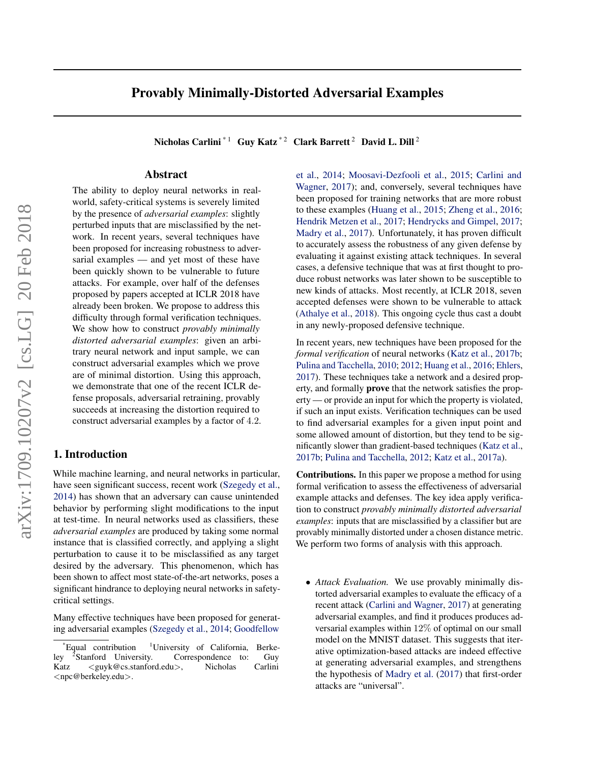# Provably Minimally-Distorted Adversarial Examples

**Nicholas Carlini** [*1] **Guy Katz** [*2] **Clark Barrett** [2] **David L. Dill** [2]

## Abstract

The ability to deploy neural networks in real-world, safety-critical systems is severely limited by the presence of *adversarial examples*: slightly perturbed inputs that are misclassified by the network. In recent years, several techniques have been proposed for increasing robustness to adversarial examples — and yet most of these have been quickly shown to be vulnerable to future attacks. For example, over half of the defenses proposed by papers accepted at ICLR 2018 have already been broken. We propose to address this difficulty through formal verification techniques. We show how to construct *provably minimally distorted adversarial examples*: given an arbitrary neural network and input sample, we can construct adversarial examples which we prove are of minimal distortion. Using this approach, we demonstrate that one of the recent ICLR defense proposals, adversarial retraining, provably succeeds at increasing the distortion required to construct adversarial examples by a factor of 4.2.

## 1. Introduction

While machine learning, and neural networks in particular, have seen significant success, recent work (Szegedy et al., 2014) has shown that an adversary can cause unintended behavior by performing slight modifications to the input at test-time. In neural networks used as classifiers, these *adversarial examples* are produced by taking some normal instance that is classified correctly, and applying a slight perturbation to cause it to be misclassified as any target desired by the adversary. This phenomenon, which has been shown to affect most state-of-the-art networks, poses a significant hindrance to deploying neural networks in safety-critical settings.

Many effective techniques have been proposed for generating adversarial examples (Szegedy et al., 2014; Goodfellow et al., 2014; Moosavi-Dezfooli et al., 2015; Carlini and Wagner, 2017); and, conversely, several techniques have been proposed for training networks that are more robust to these examples (Huang et al., 2015; Zheng et al., 2016; Hendrik Metzen et al., 2017; Hendrycks and Gimpel, 2017; Madry et al., 2017). Unfortunately, it has proven difficult to accurately assess the robustness of any given defense by evaluating it against existing attack techniques. In several cases, a defensive technique that was at first thought to produce robust networks was later shown to be susceptible to new kinds of attacks. Most recently, at ICLR 2018, seven accepted defenses were shown to be vulnerable to attack (Athalye et al., 2018). This ongoing cycle thus cast a doubt in any newly-proposed defensive technique.

In recent years, new techniques have been proposed for the *formal verification* of neural networks (Katz et al., 2017b; Pulina and Tacchella, 2010; 2012; Huang et al., 2016; Ehlers, 2017). These techniques take a network and a desired property, and formally **prove** that the network satisfies the property — or provide an input for which the property is violated, if such an input exists. Verification techniques can be used to find adversarial examples for a given input point and some allowed amount of distortion, but they tend to be significantly slower than gradient-based techniques (Katz et al., 2017b; Pulina and Tacchella, 2012; Katz et al., 2017a).

**Contributions.** In this paper we propose a method for using formal verification to assess the effectiveness of adversarial example attacks and defenses. The key idea apply verification to construct *provably minimally distorted adversarial examples*: inputs that are misclassified by a classifier but are provably minimally distorted under a chosen distance metric. We perform two forms of analysis with this approach.

- *Attack Evaluation.* We use provably minimally distorted adversarial examples to evaluate the efficacy of a recent attack (Carlini and Wagner, 2017) at generating adversarial examples, and find it produces produces adversarial examples within 12% of optimal on our small model on the MNIST dataset. This suggests that iterative optimization-based attacks are indeed effective at generating adversarial examples, and strengthens the hypothesis of Madry et al. (2017) that first-order attacks are "universal".

[*] Equal contribution [1] University of California, Berkeley [2] Stanford University. Correspondence to: Guy Katz <guyk@cs.stanford.edu>, Nicholas Carlini <npc@berkeley.edu>.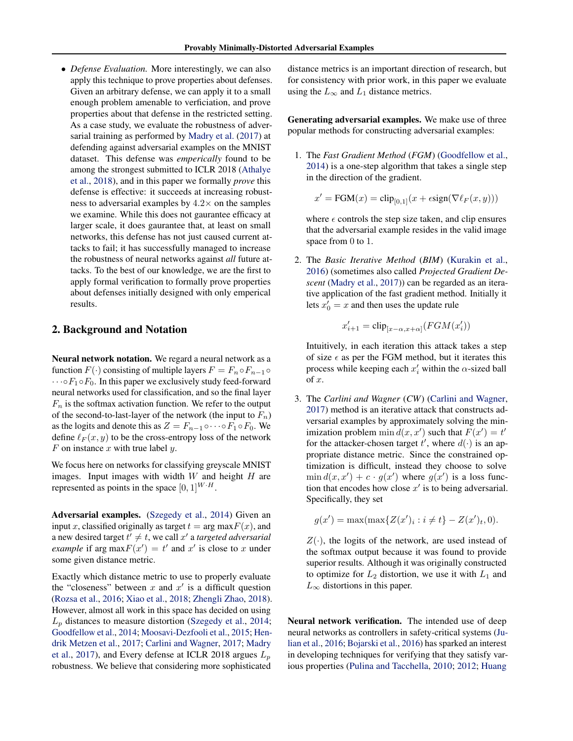- *Defense Evaluation.* More interestingly, we can also apply this technique to prove properties about defenses. Given an arbitrary defense, we can apply it to a small enough problem amenable to verficiation, and prove properties about that defense in the restricted setting. As a case study, we evaluate the robustness of adversarial training as performed by Madry et al. (2017) at defending against adversarial examples on the MNIST dataset. This defense was *emperically* found to be among the strongest submitted to ICLR 2018 (Athalye et al., 2018), and in this paper we formally *prove* this defense is effective: it succeeds at increasing robustness to adversarial examples by $4.2\times$ on the samples we examine. While this does not gaurantee efficacy at larger scale, it does gaurantee that, at least on small networks, this defense has not just caused current attacks to fail; it has successfully managed to increase the robustness of neural networks against *all* future attacks. To the best of our knowledge, we are the first to apply formal verification to formally prove properties about defenses initially designed with only emperical results.

## 2. Background and Notation

**Neural network notation.** We regard a neural network as a function $F(\cdot)$ consisting of multiple layers $F = F_n \circ F_{n-1} \circ \cdots \circ F_1 \circ F_0$. In this paper we exclusively study feed-forward neural networks used for classification, and so the final layer $F_n$ is the softmax activation function. We refer to the output of the second-to-last-layer of the network (the input to $F_n$) as the logits and denote this as $Z = F_{n-1} \circ \cdots \circ F_1 \circ F_0$. We define $\ell_F(x, y)$ to be the cross-entropy loss of the network $F$ on instance $x$ with true label $y$.

We focus here on networks for classifying greyscale MNIST images. Input images with width $W$ and height $H$ are represented as points in the space $[0,1]^{W \cdot H}$.

**Adversarial examples.** (Szegedy et al., 2014) Given an input $x$, classified originally as target $t = \arg\max F(x)$, and a new desired target $t' \neq t$, we call $x'$ a *targeted adversarial example* if $\arg\max F(x') = t'$ and $x'$ is close to $x$ under some given distance metric.

Exactly which distance metric to use to properly evaluate the "closeness" between $x$ and $x'$ is a difficult question (Rozsa et al., 2016; Xiao et al., 2018; Zhengli Zhao, 2018). However, almost all work in this space has decided on using $L_p$ distances to measure distortion (Szegedy et al., 2014; Goodfellow et al., 2014; Moosavi-Dezfooli et al., 2015; Hendrik Metzen et al., 2017; Carlini and Wagner, 2017; Madry et al., 2017), and Every defense at ICLR 2018 argues $L_p$ robustness. We believe that considering more sophisticated distance metrics is an important direction of research, but for consistency with prior work, in this paper we evaluate using the $L_\infty$ and $L_1$ distance metrics.

**Generating adversarial examples.** We make use of three popular methods for constructing adversarial examples:

1. The *Fast Gradient Method* (*FGM*) (Goodfellow et al., 2014) is a one-step algorithm that takes a single step in the direction of the gradient.

   $$x' = \text{FGM}(x) = \text{clip}_{[0,1]}(x + \epsilon \text{sign}(\nabla \ell_F(x, y)))$$

   where $\epsilon$ controls the step size taken, and clip ensures that the adversarial example resides in the valid image space from 0 to 1.

2. The *Basic Iterative Method* (*BIM*) (Kurakin et al., 2016) (sometimes also called *Projected Gradient Descent* (Madry et al., 2017)) can be regarded as an iterative application of the fast gradient method. Initially it lets $x'_0 = x$ and then uses the update rule

   $$x'_{i+1} = \text{clip}_{[x-\alpha, x+\alpha]}(FGM(x'_i))$$

   Intuitively, in each iteration this attack takes a step of size $\epsilon$ as per the FGM method, but it iterates this process while keeping each $x'_i$ within the $\alpha$-sized ball of $x$.

3. The *Carlini and Wagner* (*CW*) (Carlini and Wagner, 2017) method is an iterative attack that constructs adversarial examples by approximately solving the minimization problem $\min d(x, x')$ such that $F(x') = t'$ for the attacker-chosen target $t'$, where $d(\cdot)$ is an appropriate distance metric. Since the constrained optimization is difficult, instead they choose to solve $\min d(x, x') + c \cdot g(x')$ where $g(x')$ is a loss function that encodes how close $x'$ is to being adversarial. Specifically, they set

   $$g(x') = \max(\max\{Z(x')_i : i \neq t\} - Z(x')_t, 0).$$

   $Z(\cdot)$, the logits of the network, are used instead of the softmax output because it was found to provide superior results. Although it was originally constructed to optimize for $L_2$ distortion, we use it with $L_1$ and $L_\infty$ distortions in this paper.

**Neural network verification.** The intended use of deep neural networks as controllers in safety-critical systems (Julian et al., 2016; Bojarski et al., 2016) has sparked an interest in developing techniques for verifying that they satisfy various properties (Pulina and Tacchella, 2010; 2012; Huang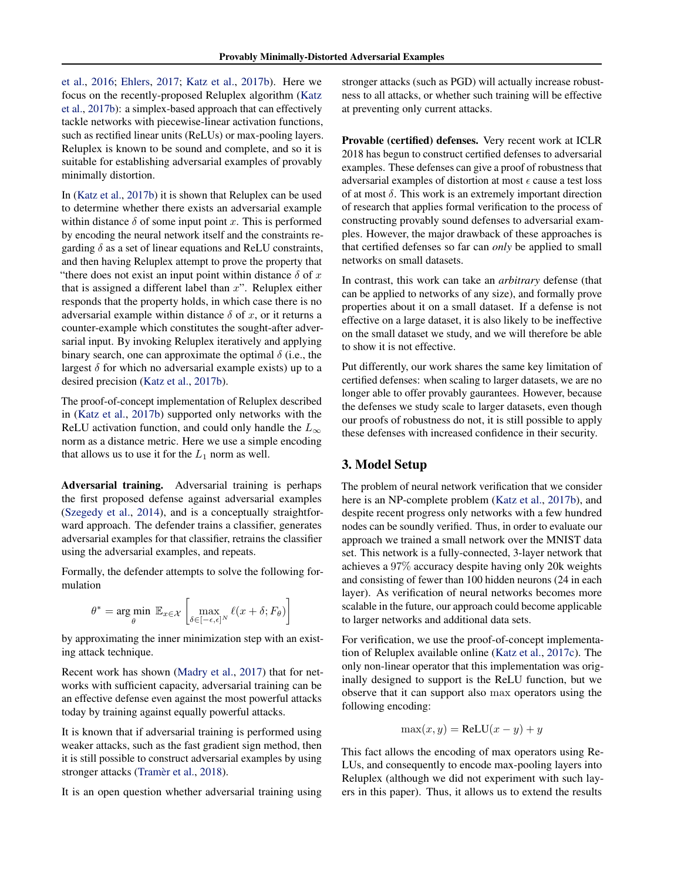et al., 2016; Ehlers, 2017; Katz et al., 2017b). Here we focus on the recently-proposed Reluplex algorithm (Katz et al., 2017b): a simplex-based approach that can effectively tackle networks with piecewise-linear activation functions, such as rectified linear units (ReLUs) or max-pooling layers. Reluplex is known to be sound and complete, and so it is suitable for establishing adversarial examples of provably minimally distortion.

In (Katz et al., 2017b) it is shown that Reluplex can be used to determine whether there exists an adversarial example within distance $\delta$ of some input point $x$. This is performed by encoding the neural network itself and the constraints regarding $\delta$ as a set of linear equations and ReLU constraints, and then having Reluplex attempt to prove the property that "there does not exist an input point within distance $\delta$ of $x$ that is assigned a different label than $x$". Reluplex either responds that the property holds, in which case there is no adversarial example within distance $\delta$ of $x$, or it returns a counter-example which constitutes the sought-after adversarial input. By invoking Reluplex iteratively and applying binary search, one can approximate the optimal $\delta$ (i.e., the largest $\delta$ for which no adversarial example exists) up to a desired precision (Katz et al., 2017b).

The proof-of-concept implementation of Reluplex described in (Katz et al., 2017b) supported only networks with the ReLU activation function, and could only handle the $L_\infty$ norm as a distance metric. Here we use a simple encoding that allows us to use it for the $L_1$ norm as well.

**Adversarial training.** Adversarial training is perhaps the first proposed defense against adversarial examples (Szegedy et al., 2014), and is a conceptually straightforward approach. The defender trains a classifier, generates adversarial examples for that classifier, retrains the classifier using the adversarial examples, and repeats.

Formally, the defender attempts to solve the following formulation

$$\theta^* = \arg\min_{\theta} \; \mathbb{E}_{x \in \mathcal{X}} \left[ \max_{\delta \in [-\epsilon, \epsilon]^N} \ell(x + \delta; F_\theta) \right]$$

by approximating the inner minimization step with an existing attack technique.

Recent work has shown (Madry et al., 2017) that for networks with sufficient capacity, adversarial training can be an effective defense even against the most powerful attacks today by training against equally powerful attacks.

It is known that if adversarial training is performed using weaker attacks, such as the fast gradient sign method, then it is still possible to construct adversarial examples by using stronger attacks (Tramèr et al., 2018).

It is an open question whether adversarial training using stronger attacks (such as PGD) will actually increase robustness to all attacks, or whether such training will be effective at preventing only current attacks.

**Provable (certified) defenses.** Very recent work at ICLR 2018 has begun to construct certified defenses to adversarial examples. These defenses can give a proof of robustness that adversarial examples of distortion at most $\epsilon$ cause a test loss of at most $\delta$. This work is an extremely important direction of research that applies formal verification to the process of constructing provably sound defenses to adversarial examples. However, the major drawback of these approaches is that certified defenses so far can *only* be applied to small networks on small datasets.

In contrast, this work can take an *arbitrary* defense (that can be applied to networks of any size), and formally prove properties about it on a small dataset. If a defense is not effective on a large dataset, it is also likely to be ineffective on the small dataset we study, and we will therefore be able to show it is not effective.

Put differently, our work shares the same key limitation of certified defenses: when scaling to larger datasets, we are no longer able to offer provably gaurantees. However, because the defenses we study scale to larger datasets, even though our proofs of robustness do not, it is still possible to apply these defenses with increased confidence in their security.

## 3. Model Setup

The problem of neural network verification that we consider here is an NP-complete problem (Katz et al., 2017b), and despite recent progress only networks with a few hundred nodes can be soundly verified. Thus, in order to evaluate our approach we trained a small network over the MNIST data set. This network is a fully-connected, 3-layer network that achieves a 97% accuracy despite having only 20k weights and consisting of fewer than 100 hidden neurons (24 in each layer). As verification of neural networks becomes more scalable in the future, our approach could become applicable to larger networks and additional data sets.

For verification, we use the proof-of-concept implementation of Reluplex available online (Katz et al., 2017c). The only non-linear operator that this implementation was originally designed to support is the ReLU function, but we observe that it can support also max operators using the following encoding:

$$\max(x, y) = \text{ReLU}(x - y) + y$$

This fact allows the encoding of max operators using ReLUs, and consequently to encode max-pooling layers into Reluplex (although we did not experiment with such layers in this paper). Thus, it allows us to extend the results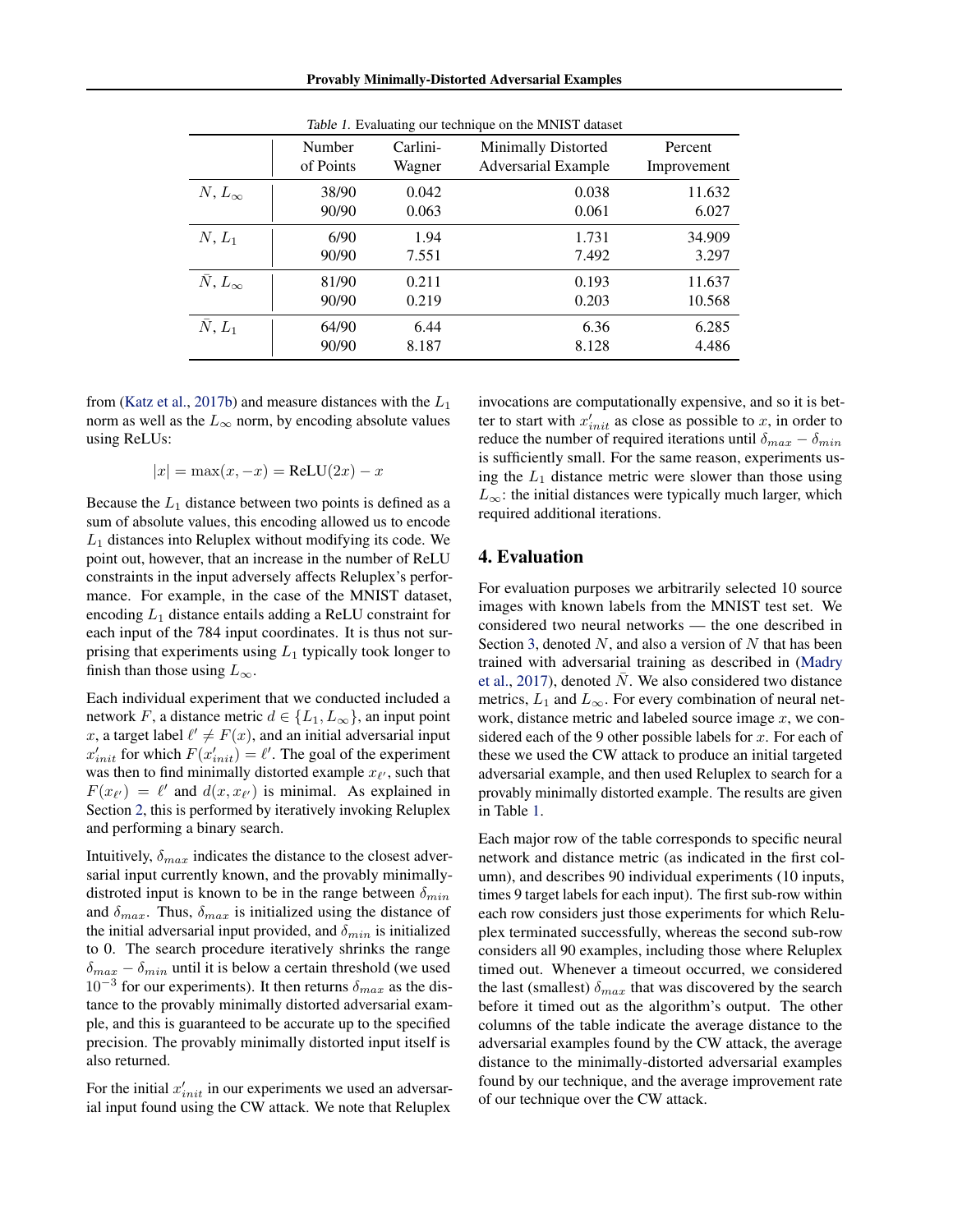*Table 1.* Evaluating our technique on the MNIST dataset

| | Number of Points | Carlini-Wagner | Minimally Distorted Adversarial Example | Percent Improvement |
|---|---|---|---|---|
| $N, L_\infty$ | 38/90 | 0.042 | 0.038 | 11.632 |
| | 90/90 | 0.063 | 0.061 | 6.027 |
| $N, L_1$ | 6/90 | 1.94 | 1.731 | 34.909 |
| | 90/90 | 7.551 | 7.492 | 3.297 |
| $\bar{N}, L_\infty$ | 81/90 | 0.211 | 0.193 | 11.637 |
| | 90/90 | 0.219 | 0.203 | 10.568 |
| $\bar{N}, L_1$ | 64/90 | 6.44 | 6.36 | 6.285 |
| | 90/90 | 8.187 | 8.128 | 4.486 |

from (Katz et al., 2017b) and measure distances with the $L_1$ norm as well as the $L_\infty$ norm, by encoding absolute values using ReLUs:

$$|x| = \max(x, -x) = \text{ReLU}(2x) - x$$

Because the $L_1$ distance between two points is defined as a sum of absolute values, this encoding allowed us to encode $L_1$ distances into Reluplex without modifying its code. We point out, however, that an increase in the number of ReLU constraints in the input adversely affects Reluplex's performance. For example, in the case of the MNIST dataset, encoding $L_1$ distance entails adding a ReLU constraint for each input of the 784 input coordinates. It is thus not surprising that experiments using $L_1$ typically took longer to finish than those using $L_\infty$.

Each individual experiment that we conducted included a network $F$, a distance metric $d \in \{L_1, L_\infty\}$, an input point $x$, a target label $\ell' \neq F(x)$, and an initial adversarial input $x'_{init}$ for which $F(x'_{init}) = \ell'$. The goal of the experiment was then to find minimally distorted example $x_{\ell'}$, such that $F(x_{\ell'}) = \ell'$ and $d(x, x_{\ell'})$ is minimal. As explained in Section 2, this is performed by iteratively invoking Reluplex and performing a binary search.

Intuitively, $\delta_{max}$ indicates the distance to the closest adversarial input currently known, and the provably minimally-distroted input is known to be in the range between $\delta_{min}$ and $\delta_{max}$. Thus, $\delta_{max}$ is initialized using the distance of the initial adversarial input provided, and $\delta_{min}$ is initialized to 0. The search procedure iteratively shrinks the range $\delta_{max} - \delta_{min}$ until it is below a certain threshold (we used $10^{-3}$ for our experiments). It then returns $\delta_{max}$ as the distance to the provably minimally distorted adversarial example, and this is guaranteed to be accurate up to the specified precision. The provably minimally distorted input itself is also returned.

For the initial $x'_{init}$ in our experiments we used an adversarial input found using the CW attack. We note that Reluplex invocations are computationally expensive, and so it is better to start with $x'_{init}$ as close as possible to $x$, in order to reduce the number of required iterations until $\delta_{max} - \delta_{min}$ is sufficiently small. For the same reason, experiments using the $L_1$ distance metric were slower than those using $L_\infty$: the initial distances were typically much larger, which required additional iterations.

## 4. Evaluation

For evaluation purposes we arbitrarily selected 10 source images with known labels from the MNIST test set. We considered two neural networks — the one described in Section 3, denoted $N$, and also a version of $N$ that has been trained with adversarial training as described in (Madry et al., 2017), denoted $\bar{N}$. We also considered two distance metrics, $L_1$ and $L_\infty$. For every combination of neural network, distance metric and labeled source image $x$, we considered each of the 9 other possible labels for $x$. For each of these we used the CW attack to produce an initial targeted adversarial example, and then used Reluplex to search for a provably minimally distorted example. The results are given in Table 1.

Each major row of the table corresponds to specific neural network and distance metric (as indicated in the first column), and describes 90 individual experiments (10 inputs, times 9 target labels for each input). The first sub-row within each row considers just those experiments for which Reluplex terminated successfully, whereas the second sub-row considers all 90 examples, including those where Reluplex timed out. Whenever a timeout occurred, we considered the last (smallest) $\delta_{max}$ that was discovered by the search before it timed out as the algorithm's output. The other columns of the table indicate the average distance to the adversarial examples found by the CW attack, the average distance to the minimally-distorted adversarial examples found by our technique, and the average improvement rate of our technique over the CW attack.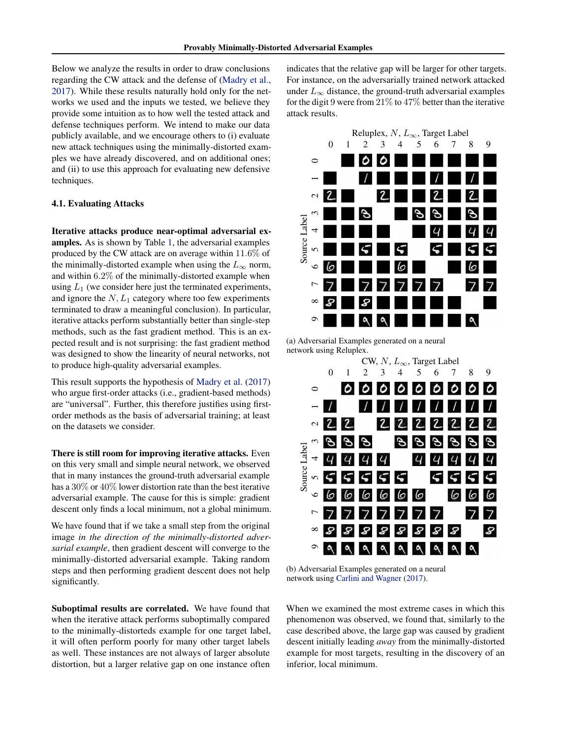Below we analyze the results in order to draw conclusions regarding the CW attack and the defense of (Madry et al., 2017). While these results naturally hold only for the networks we used and the inputs we tested, we believe they provide some intuition as to how well the tested attack and defense techniques perform. We intend to make our data publicly available, and we encourage others to (i) evaluate new attack techniques using the minimally-distorted examples we have already discovered, and on additional ones; and (ii) to use this approach for evaluating new defensive techniques.

### 4.1. Evaluating Attacks

**Iterative attacks produce near-optimal adversarial examples.** As is shown by Table 1, the adversarial examples produced by the CW attack are on average within 11.6% of the minimally-distorted example when using the $L_\infty$ norm, and within 6.2% of the minimally-distorted example when using $L_1$ (we consider here just the terminated experiments, and ignore the $N, L_1$ category where too few experiments terminated to draw a meaningful conclusion). In particular, iterative attacks perform substantially better than single-step methods, such as the fast gradient method. This is an expected result and is not surprising: the fast gradient method was designed to show the linearity of neural networks, not to produce high-quality adversarial examples.

This result supports the hypothesis of Madry et al. (2017) who argue first-order attacks (i.e., gradient-based methods) are "universal". Further, this therefore justifies using first-order methods as the basis of adversarial training; at least on the datasets we consider.

**There is still room for improving iterative attacks.** Even on this very small and simple neural network, we observed that in many instances the ground-truth adversarial example has a 30% or 40% lower distortion rate than the best iterative adversarial example. The cause for this is simple: gradient descent only finds a local minimum, not a global minimum.

We have found that if we take a small step from the original image *in the direction of the minimally-distorted adversarial example*, then gradient descent will converge to the minimally-distorted adversarial example. Taking random steps and then performing gradient descent does not help significantly.

**Suboptimal results are correlated.** We have found that when the iterative attack performs suboptimally compared to the minimally-distorteds example for one target label, it will often perform poorly for many other target labels as well. These instances are not always of larger absolute distortion, but a larger relative gap on one instance often indicates that the relative gap will be larger for other targets. For instance, on the adversarially trained network attacked under $L_\infty$ distance, the ground-truth adversarial examples for the digit 9 were from 21% to 47% better than the iterative attack results.

(a) Adversarial Examples generated on a neural network using Reluplex.

(b) Adversarial Examples generated on a neural network using Carlini and Wagner (2017).

When we examined the most extreme cases in which this phenomenon was observed, we found that, similarly to the case described above, the large gap was caused by gradient descent initially leading *away* from the minimally-distorted example for most targets, resulting in the discovery of an inferior, local minimum.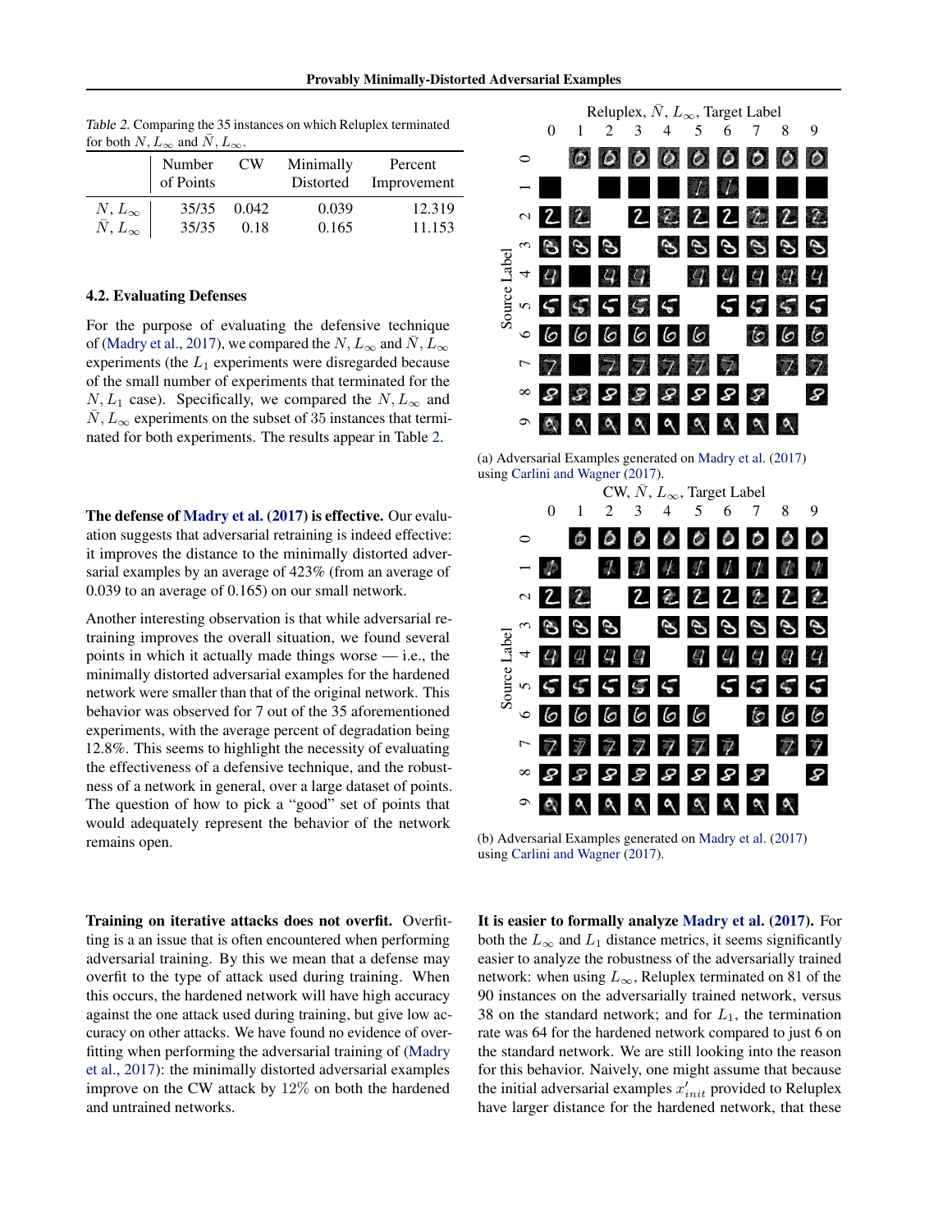Table 2. Comparing the 35 instances on which Reluplex terminated for both $N, L_\infty$ and $\bar{N}, L_\infty$.

| | Number of Points | CW | Minimally Distorted | Percent Improvement |
|---|---|---|---|---|
| $N, L_\infty$ | 35/35 | 0.042 | 0.039 | 12.319 |
| $\bar{N}, L_\infty$ | 35/35 | 0.18 | 0.165 | 11.153 |

### 4.2. Evaluating Defenses

For the purpose of evaluating the defensive technique of (Madry et al., 2017), we compared the $N, L_\infty$ and $\bar{N}, L_\infty$ experiments (the $L_1$ experiments were disregarded because of the small number of experiments that terminated for the $N, L_1$ case). Specifically, we compared the $N, L_\infty$ and $\bar{N}, L_\infty$ experiments on the subset of 35 instances that terminated for both experiments. The results appear in Table 2.

**The defense of Madry et al. (2017) is effective.** Our evaluation suggests that adversarial retraining is indeed effective: it improves the distance to the minimally distorted adversarial examples by an average of 423% (from an average of 0.039 to an average of 0.165) on our small network.

Another interesting observation is that while adversarial retraining improves the overall situation, we found several points in which it actually made things worse — i.e., the minimally distorted adversarial examples for the hardened network were smaller than that of the original network. This behavior was observed for 7 out of the 35 aforementioned experiments, with the average percent of degradation being 12.8%. This seems to highlight the necessity of evaluating the effectiveness of a defensive technique, and the robustness of a network in general, over a large dataset of points. The question of how to pick a "good" set of points that would adequately represent the behavior of the network remains open.

**Training on iterative attacks does not overfit.** Overfitting is a an issue that is often encountered when performing adversarial training. By this we mean that a defense may overfit to the type of attack used during training. When this occurs, the hardened network will have high accuracy against the one attack used during training, but give low accuracy on other attacks. We have found no evidence of overfitting when performing the adversarial training of (Madry et al., 2017): the minimally distorted adversarial examples improve on the CW attack by 12% on both the hardened and untrained networks.

(a) Adversarial Examples generated on Madry et al. (2017) using Carlini and Wagner (2017).

(b) Adversarial Examples generated on Madry et al. (2017) using Carlini and Wagner (2017).

**It is easier to formally analyze Madry et al. (2017).** For both the $L_\infty$ and $L_1$ distance metrics, it seems significantly easier to analyze the robustness of the adversarially trained network: when using $L_\infty$, Reluplex terminated on 81 of the 90 instances on the adversarially trained network, versus 38 on the standard network; and for $L_1$, the termination rate was 64 for the hardened network compared to just 6 on the standard network. We are still looking into the reason for this behavior. Naively, one might assume that because the initial adversarial examples $x'_{init}$ provided to Reluplex have larger distance for the hardened network, that these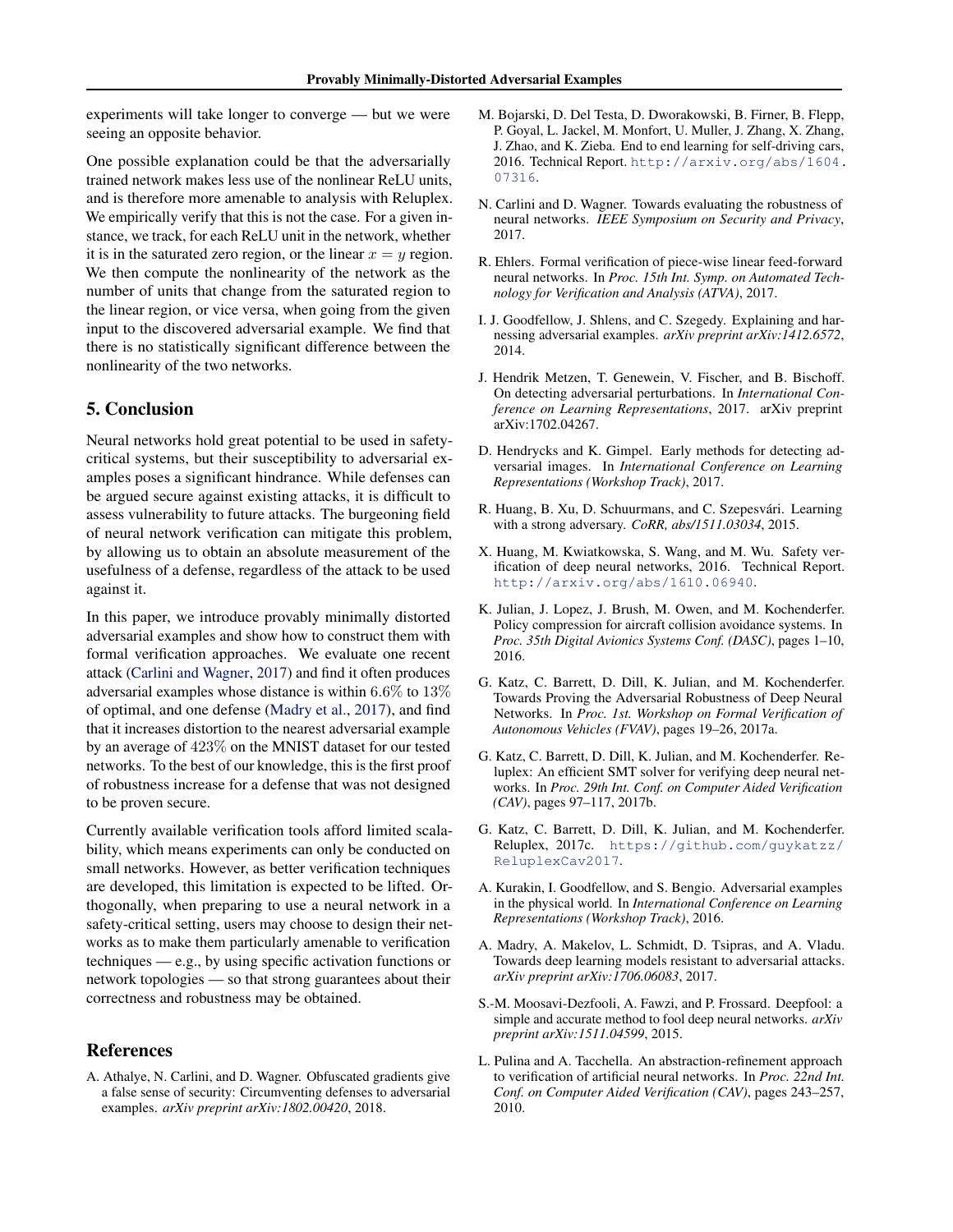experiments will take longer to converge — but we were seeing an opposite behavior.

One possible explanation could be that the adversarially trained network makes less use of the nonlinear ReLU units, and is therefore more amenable to analysis with Reluplex. We empirically verify that this is not the case. For a given instance, we track, for each ReLU unit in the network, whether it is in the saturated zero region, or the linear $x = y$ region. We then compute the nonlinearity of the network as the number of units that change from the saturated region to the linear region, or vice versa, when going from the given input to the discovered adversarial example. We find that there is no statistically significant difference between the nonlinearity of the two networks.

## 5. Conclusion

Neural networks hold great potential to be used in safety-critical systems, but their susceptibility to adversarial examples poses a significant hindrance. While defenses can be argued secure against existing attacks, it is difficult to assess vulnerability to future attacks. The burgeoning field of neural network verification can mitigate this problem, by allowing us to obtain an absolute measurement of the usefulness of a defense, regardless of the attack to be used against it.

In this paper, we introduce provably minimally distorted adversarial examples and show how to construct them with formal verification approaches. We evaluate one recent attack (Carlini and Wagner, 2017) and find it often produces adversarial examples whose distance is within $6.6\%$ to $13\%$ of optimal, and one defense (Madry et al., 2017), and find that it increases distortion to the nearest adversarial example by an average of $423\%$ on the MNIST dataset for our tested networks. To the best of our knowledge, this is the first proof of robustness increase for a defense that was not designed to be proven secure.

Currently available verification tools afford limited scalability, which means experiments can only be conducted on small networks. However, as better verification techniques are developed, this limitation is expected to be lifted. Orthogonally, when preparing to use a neural network in a safety-critical setting, users may choose to design their networks as to make them particularly amenable to verification techniques — e.g., by using specific activation functions or network topologies — so that strong guarantees about their correctness and robustness may be obtained.

## References

A. Athalye, N. Carlini, and D. Wagner. Obfuscated gradients give a false sense of security: Circumventing defenses to adversarial examples. *arXiv preprint arXiv:1802.00420*, 2018.

M. Bojarski, D. Del Testa, D. Dworakowski, B. Firner, B. Flepp, P. Goyal, L. Jackel, M. Monfort, U. Muller, J. Zhang, X. Zhang, J. Zhao, and K. Zieba. End to end learning for self-driving cars, 2016. Technical Report. http://arxiv.org/abs/1604.07316.

N. Carlini and D. Wagner. Towards evaluating the robustness of neural networks. *IEEE Symposium on Security and Privacy*, 2017.

R. Ehlers. Formal verification of piece-wise linear feed-forward neural networks. In *Proc. 15th Int. Symp. on Automated Technology for Verification and Analysis (ATVA)*, 2017.

I. J. Goodfellow, J. Shlens, and C. Szegedy. Explaining and harnessing adversarial examples. *arXiv preprint arXiv:1412.6572*, 2014.

J. Hendrik Metzen, T. Genewein, V. Fischer, and B. Bischoff. On detecting adversarial perturbations. In *International Conference on Learning Representations*, 2017. arXiv preprint arXiv:1702.04267.

D. Hendrycks and K. Gimpel. Early methods for detecting adversarial images. In *International Conference on Learning Representations (Workshop Track)*, 2017.

R. Huang, B. Xu, D. Schuurmans, and C. Szepesvári. Learning with a strong adversary. *CoRR, abs/1511.03034*, 2015.

X. Huang, M. Kwiatkowska, S. Wang, and M. Wu. Safety verification of deep neural networks, 2016. Technical Report. http://arxiv.org/abs/1610.06940.

K. Julian, J. Lopez, J. Brush, M. Owen, and M. Kochenderfer. Policy compression for aircraft collision avoidance systems. In *Proc. 35th Digital Avionics Systems Conf. (DASC)*, pages 1–10, 2016.

G. Katz, C. Barrett, D. Dill, K. Julian, and M. Kochenderfer. Towards Proving the Adversarial Robustness of Deep Neural Networks. In *Proc. 1st. Workshop on Formal Verification of Autonomous Vehicles (FVAV)*, pages 19–26, 2017a.

G. Katz, C. Barrett, D. Dill, K. Julian, and M. Kochenderfer. Reluplex: An efficient SMT solver for verifying deep neural networks. In *Proc. 29th Int. Conf. on Computer Aided Verification (CAV)*, pages 97–117, 2017b.

G. Katz, C. Barrett, D. Dill, K. Julian, and M. Kochenderfer. Reluplex, 2017c. https://github.com/guykatzz/ReluplexCav2017.

A. Kurakin, I. Goodfellow, and S. Bengio. Adversarial examples in the physical world. In *International Conference on Learning Representations (Workshop Track)*, 2016.

A. Madry, A. Makelov, L. Schmidt, D. Tsipras, and A. Vladu. Towards deep learning models resistant to adversarial attacks. *arXiv preprint arXiv:1706.06083*, 2017.

S.-M. Moosavi-Dezfooli, A. Fawzi, and P. Frossard. Deepfool: a simple and accurate method to fool deep neural networks. *arXiv preprint arXiv:1511.04599*, 2015.

L. Pulina and A. Tacchella. An abstraction-refinement approach to verification of artificial neural networks. In *Proc. 22nd Int. Conf. on Computer Aided Verification (CAV)*, pages 243–257, 2010.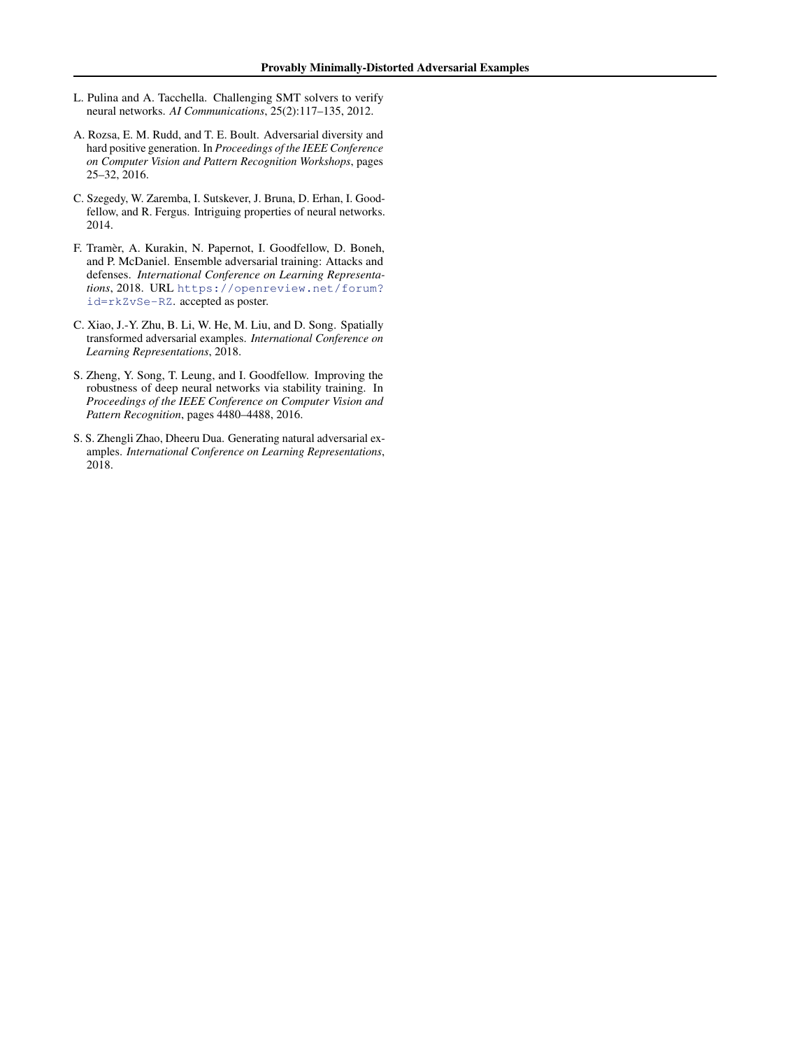L. Pulina and A. Tacchella. Challenging SMT solvers to verify neural networks. *AI Communications*, 25(2):117–135, 2012.

A. Rozsa, E. M. Rudd, and T. E. Boult. Adversarial diversity and hard positive generation. In *Proceedings of the IEEE Conference on Computer Vision and Pattern Recognition Workshops*, pages 25–32, 2016.

C. Szegedy, W. Zaremba, I. Sutskever, J. Bruna, D. Erhan, I. Goodfellow, and R. Fergus. Intriguing properties of neural networks. 2014.

F. Tramèr, A. Kurakin, N. Papernot, I. Goodfellow, D. Boneh, and P. McDaniel. Ensemble adversarial training: Attacks and defenses. *International Conference on Learning Representations*, 2018. URL https://openreview.net/forum?id=rkZvSe-RZ. accepted as poster.

C. Xiao, J.-Y. Zhu, B. Li, W. He, M. Liu, and D. Song. Spatially transformed adversarial examples. *International Conference on Learning Representations*, 2018.

S. Zheng, Y. Song, T. Leung, and I. Goodfellow. Improving the robustness of deep neural networks via stability training. In *Proceedings of the IEEE Conference on Computer Vision and Pattern Recognition*, pages 4480–4488, 2016.

S. S. Zhengli Zhao, Dheeru Dua. Generating natural adversarial examples. *International Conference on Learning Representations*, 2018.